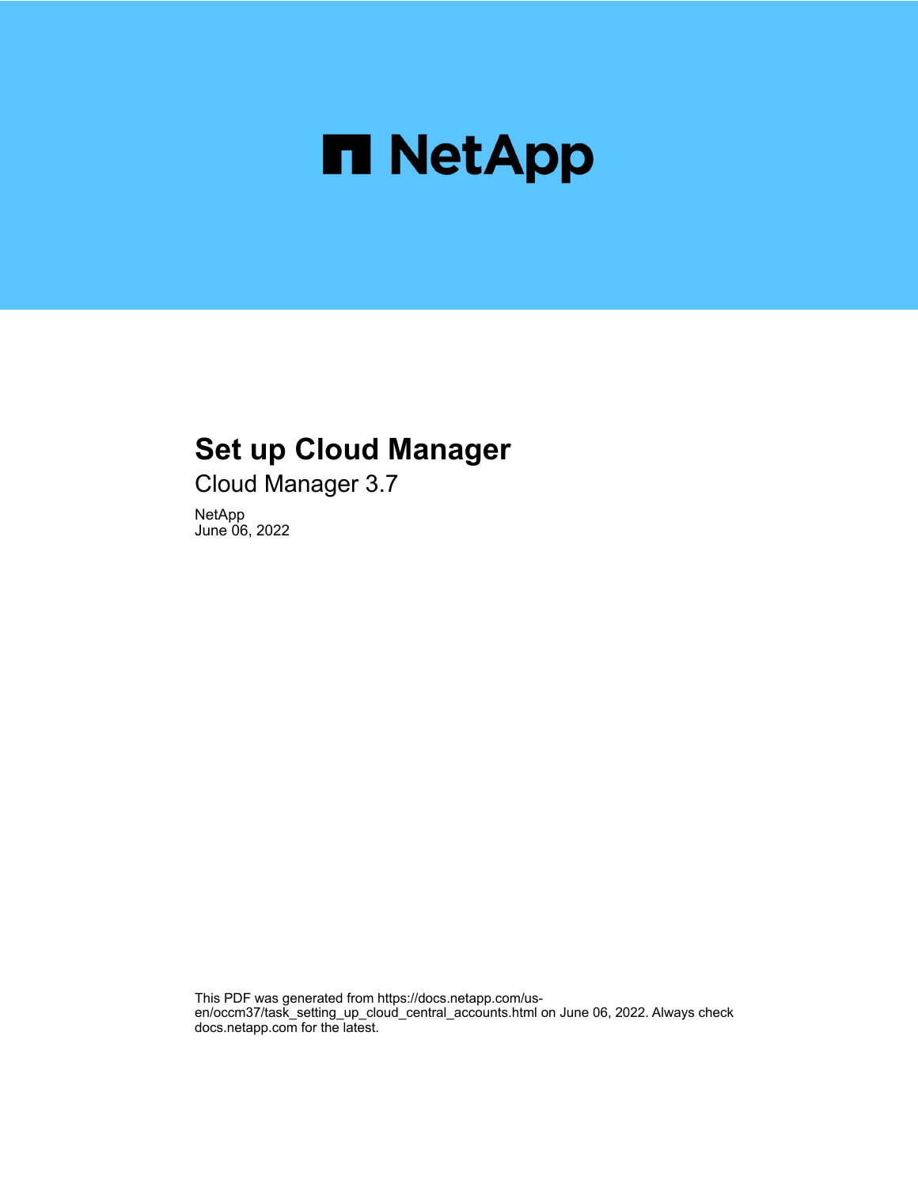# Set up Cloud Manager

Cloud Manager 3.7

NetApp
June 06, 2022

This PDF was generated from https://docs.netapp.com/us-en/occm37/task_setting_up_cloud_central_accounts.html on June 06, 2022. Always check docs.netapp.com for the latest.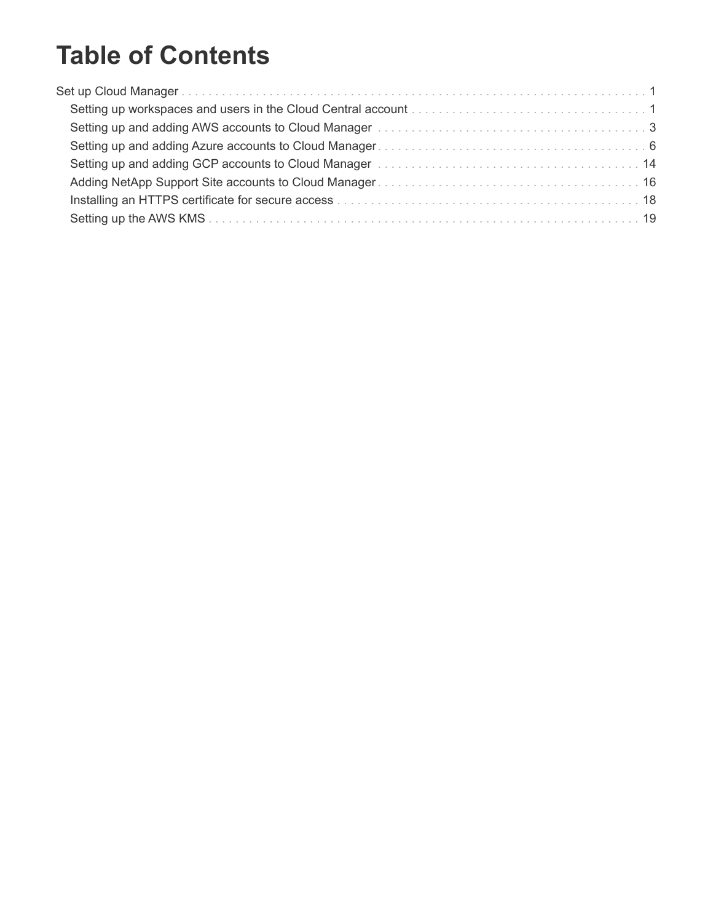# Table of Contents

- Set up Cloud Manager . . . . . . . . . . . . . . . . . . . . . . . . . . . . . . . . . . . . . . . . . . . . . . . . . . . . . . . . . . . . . . . . . . 1
  - Setting up workspaces and users in the Cloud Central account . . . . . . . . . . . . . . . . . . . . . . . . . . . . . . . . . . . 1
  - Setting up and adding AWS accounts to Cloud Manager . . . . . . . . . . . . . . . . . . . . . . . . . . . . . . . . . . . . . . . . . 3
  - Setting up and adding Azure accounts to Cloud Manager . . . . . . . . . . . . . . . . . . . . . . . . . . . . . . . . . . . . . . . . 6
  - Setting up and adding GCP accounts to Cloud Manager . . . . . . . . . . . . . . . . . . . . . . . . . . . . . . . . . . . . . . . . 14
  - Adding NetApp Support Site accounts to Cloud Manager . . . . . . . . . . . . . . . . . . . . . . . . . . . . . . . . . . . . . . . 16
  - Installing an HTTPS certificate for secure access . . . . . . . . . . . . . . . . . . . . . . . . . . . . . . . . . . . . . . . . . . . . . 18
  - Setting up the AWS KMS . . . . . . . . . . . . . . . . . . . . . . . . . . . . . . . . . . . . . . . . . . . . . . . . . . . . . . . . . . . . . . 19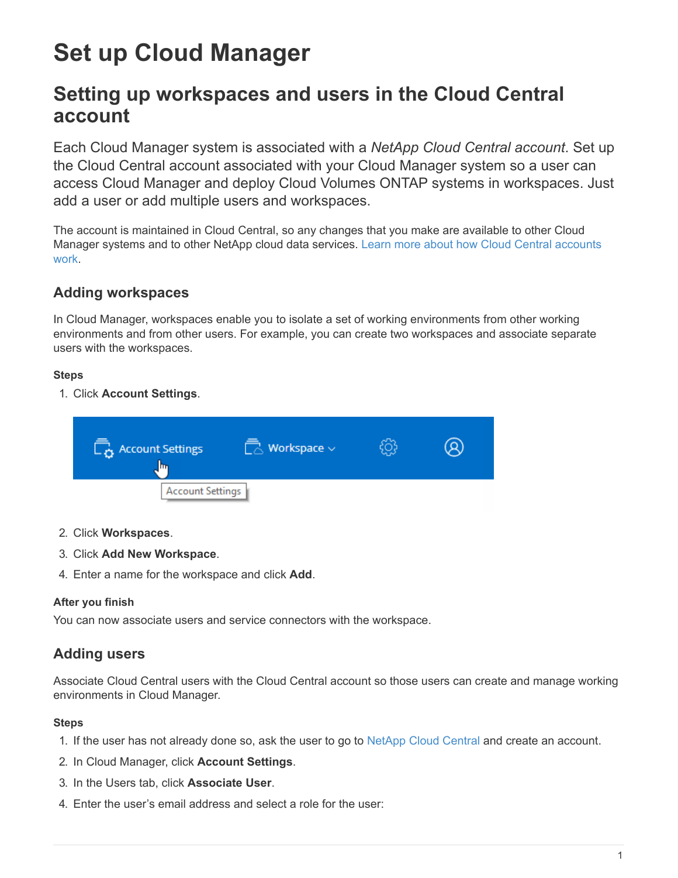# Set up Cloud Manager

## Setting up workspaces and users in the Cloud Central account

Each Cloud Manager system is associated with a *NetApp Cloud Central account*. Set up the Cloud Central account associated with your Cloud Manager system so a user can access Cloud Manager and deploy Cloud Volumes ONTAP systems in workspaces. Just add a user or add multiple users and workspaces.

The account is maintained in Cloud Central, so any changes that you make are available to other Cloud Manager systems and to other NetApp cloud data services. Learn more about how Cloud Central accounts work.

### Adding workspaces

In Cloud Manager, workspaces enable you to isolate a set of working environments from other working environments and from other users. For example, you can create two workspaces and associate separate users with the workspaces.

**Steps**

1. Click **Account Settings**.

2. Click **Workspaces**.
3. Click **Add New Workspace**.
4. Enter a name for the workspace and click **Add**.

**After you finish**

You can now associate users and service connectors with the workspace.

### Adding users

Associate Cloud Central users with the Cloud Central account so those users can create and manage working environments in Cloud Manager.

**Steps**

1. If the user has not already done so, ask the user to go to NetApp Cloud Central and create an account.
2. In Cloud Manager, click **Account Settings**.
3. In the Users tab, click **Associate User**.
4. Enter the user's email address and select a role for the user: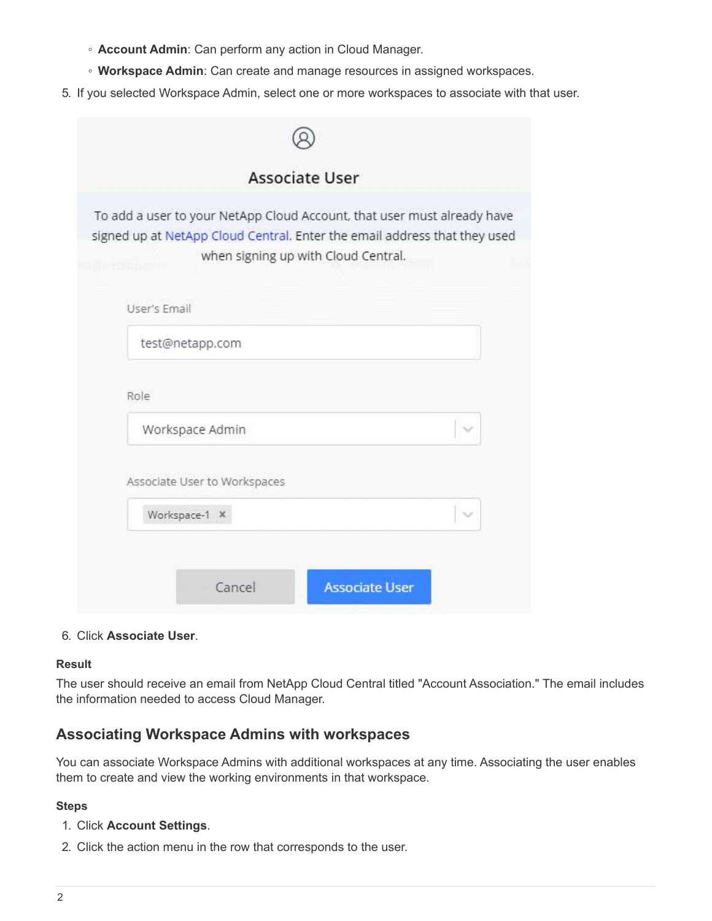- **Account Admin**: Can perform any action in Cloud Manager.
   - **Workspace Admin**: Can create and manage resources in assigned workspaces.
5. If you selected Workspace Admin, select one or more workspaces to associate with that user.

6. Click **Associate User**.

**Result**

The user should receive an email from NetApp Cloud Central titled "Account Association." The email includes the information needed to access Cloud Manager.

## Associating Workspace Admins with workspaces

You can associate Workspace Admins with additional workspaces at any time. Associating the user enables them to create and view the working environments in that workspace.

**Steps**

1. Click **Account Settings**.
2. Click the action menu in the row that corresponds to the user.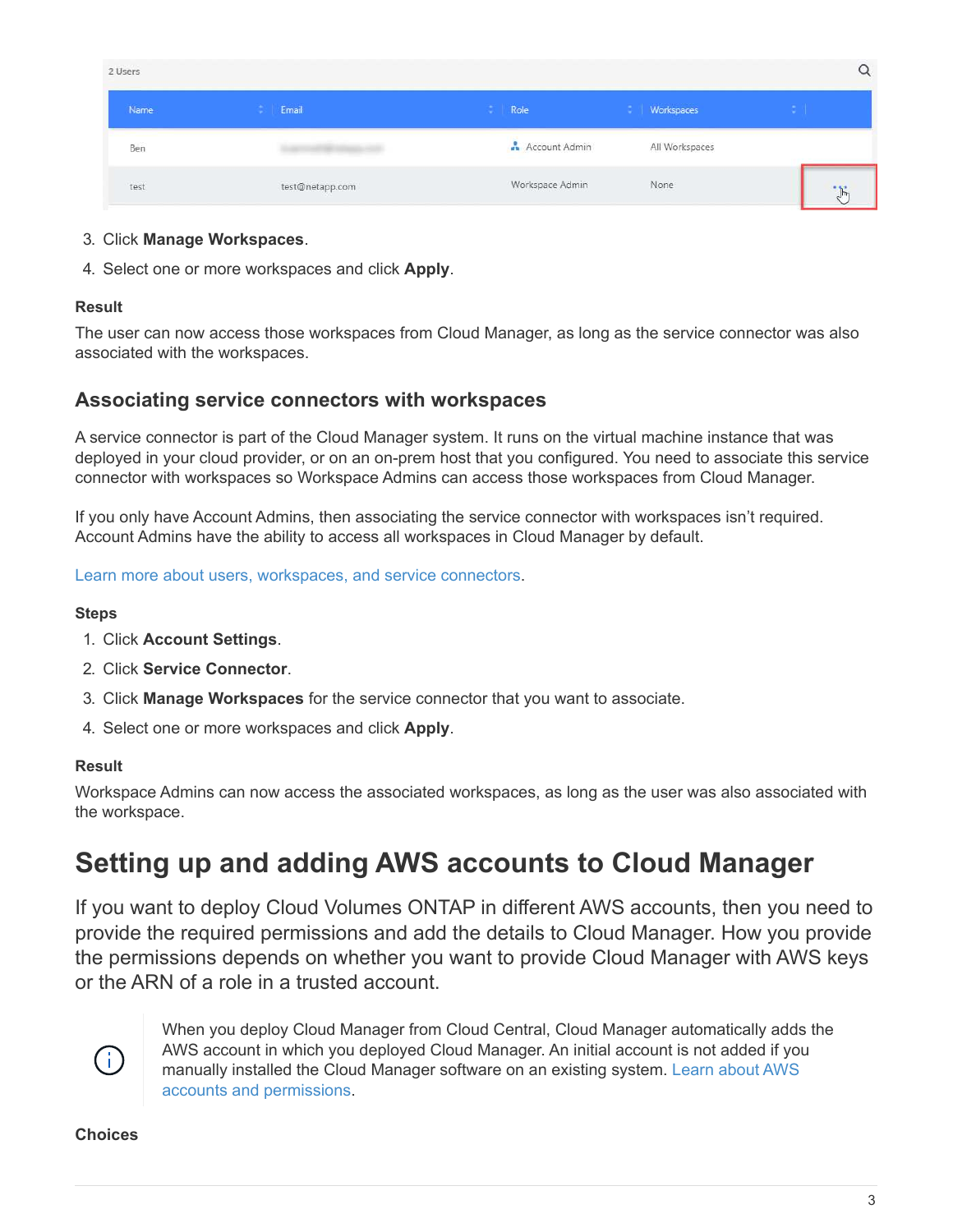3. Click **Manage Workspaces**.
4. Select one or more workspaces and click **Apply**.

**Result**

The user can now access those workspaces from Cloud Manager, as long as the service connector was also associated with the workspaces.

### Associating service connectors with workspaces

A service connector is part of the Cloud Manager system. It runs on the virtual machine instance that was deployed in your cloud provider, or on an on-prem host that you configured. You need to associate this service connector with workspaces so Workspace Admins can access those workspaces from Cloud Manager.

If you only have Account Admins, then associating the service connector with workspaces isn't required. Account Admins have the ability to access all workspaces in Cloud Manager by default.

Learn more about users, workspaces, and service connectors.

**Steps**

1. Click **Account Settings**.
2. Click **Service Connector**.
3. Click **Manage Workspaces** for the service connector that you want to associate.
4. Select one or more workspaces and click **Apply**.

**Result**

Workspace Admins can now access the associated workspaces, as long as the user was also associated with the workspace.

## Setting up and adding AWS accounts to Cloud Manager

If you want to deploy Cloud Volumes ONTAP in different AWS accounts, then you need to provide the required permissions and add the details to Cloud Manager. How you provide the permissions depends on whether you want to provide Cloud Manager with AWS keys or the ARN of a role in a trusted account.

> When you deploy Cloud Manager from Cloud Central, Cloud Manager automatically adds the AWS account in which you deployed Cloud Manager. An initial account is not added if you manually installed the Cloud Manager software on an existing system. Learn about AWS accounts and permissions.

**Choices**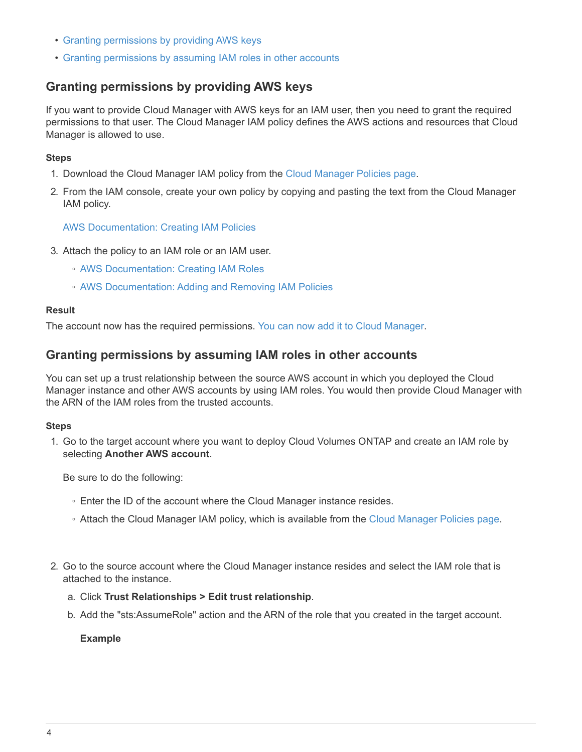- Granting permissions by providing AWS keys
- Granting permissions by assuming IAM roles in other accounts

## Granting permissions by providing AWS keys

If you want to provide Cloud Manager with AWS keys for an IAM user, then you need to grant the required permissions to that user. The Cloud Manager IAM policy defines the AWS actions and resources that Cloud Manager is allowed to use.

**Steps**

1. Download the Cloud Manager IAM policy from the Cloud Manager Policies page.
2. From the IAM console, create your own policy by copying and pasting the text from the Cloud Manager IAM policy.

   AWS Documentation: Creating IAM Policies

3. Attach the policy to an IAM role or an IAM user.
   - AWS Documentation: Creating IAM Roles
   - AWS Documentation: Adding and Removing IAM Policies

**Result**

The account now has the required permissions. You can now add it to Cloud Manager.

## Granting permissions by assuming IAM roles in other accounts

You can set up a trust relationship between the source AWS account in which you deployed the Cloud Manager instance and other AWS accounts by using IAM roles. You would then provide Cloud Manager with the ARN of the IAM roles from the trusted accounts.

**Steps**

1. Go to the target account where you want to deploy Cloud Volumes ONTAP and create an IAM role by selecting **Another AWS account**.

   Be sure to do the following:

   - Enter the ID of the account where the Cloud Manager instance resides.
   - Attach the Cloud Manager IAM policy, which is available from the Cloud Manager Policies page.

2. Go to the source account where the Cloud Manager instance resides and select the IAM role that is attached to the instance.
   a. Click **Trust Relationships > Edit trust relationship**.
   b. Add the "sts:AssumeRole" action and the ARN of the role that you created in the target account.

   **Example**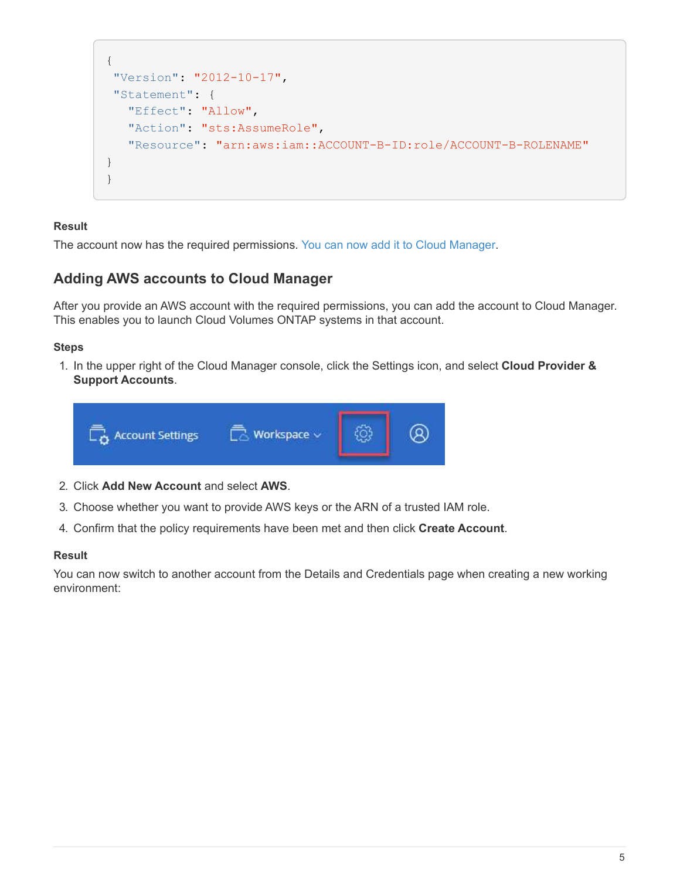```
{
 "Version": "2012-10-17",
 "Statement": {
   "Effect": "Allow",
   "Action": "sts:AssumeRole",
   "Resource": "arn:aws:iam::ACCOUNT-B-ID:role/ACCOUNT-B-ROLENAME"
}
}
```

**Result**

The account now has the required permissions. You can now add it to Cloud Manager.

## Adding AWS accounts to Cloud Manager

After you provide an AWS account with the required permissions, you can add the account to Cloud Manager. This enables you to launch Cloud Volumes ONTAP systems in that account.

**Steps**

1. In the upper right of the Cloud Manager console, click the Settings icon, and select **Cloud Provider & Support Accounts**.
2. Click **Add New Account** and select **AWS**.
3. Choose whether you want to provide AWS keys or the ARN of a trusted IAM role.
4. Confirm that the policy requirements have been met and then click **Create Account**.

**Result**

You can now switch to another account from the Details and Credentials page when creating a new working environment: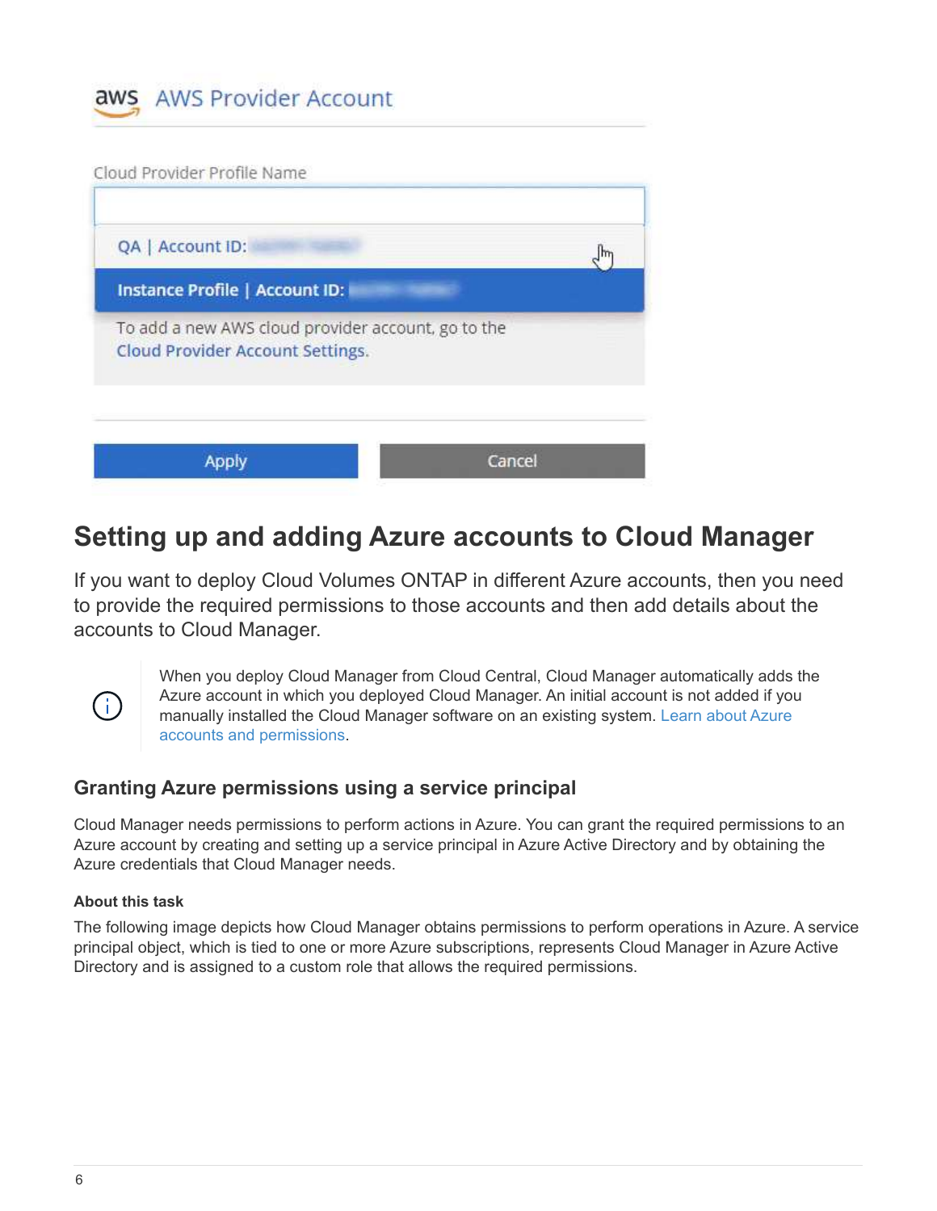aws AWS Provider Account

Cloud Provider Profile Name

QA | Account ID:

Instance Profile | Account ID:

To add a new AWS cloud provider account, go to the Cloud Provider Account Settings.

Apply Cancel

# Setting up and adding Azure accounts to Cloud Manager

If you want to deploy Cloud Volumes ONTAP in different Azure accounts, then you need to provide the required permissions to those accounts and then add details about the accounts to Cloud Manager.

> When you deploy Cloud Manager from Cloud Central, Cloud Manager automatically adds the Azure account in which you deployed Cloud Manager. An initial account is not added if you manually installed the Cloud Manager software on an existing system. Learn about Azure accounts and permissions.

## Granting Azure permissions using a service principal

Cloud Manager needs permissions to perform actions in Azure. You can grant the required permissions to an Azure account by creating and setting up a service principal in Azure Active Directory and by obtaining the Azure credentials that Cloud Manager needs.

**About this task**

The following image depicts how Cloud Manager obtains permissions to perform operations in Azure. A service principal object, which is tied to one or more Azure subscriptions, represents Cloud Manager in Azure Active Directory and is assigned to a custom role that allows the required permissions.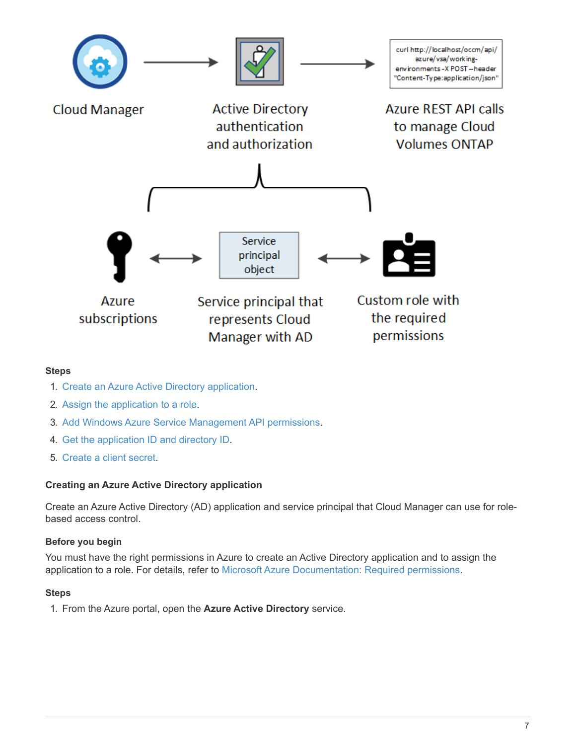Cloud Manager

Active Directory authentication and authorization

curl http://localhost/occm/api/azure/vsa/working-environments -X POST --header "Content-Type:application/json"

Azure REST API calls to manage Cloud Volumes ONTAP

Azure subscriptions

Service principal object

Service principal that represents Cloud Manager with AD

Custom role with the required permissions

#### Steps

1. Create an Azure Active Directory application.
2. Assign the application to a role.
3. Add Windows Azure Service Management API permissions.
4. Get the application ID and directory ID.
5. Create a client secret.

#### Creating an Azure Active Directory application

Create an Azure Active Directory (AD) application and service principal that Cloud Manager can use for role-based access control.

#### Before you begin

You must have the right permissions in Azure to create an Active Directory application and to assign the application to a role. For details, refer to Microsoft Azure Documentation: Required permissions.

#### Steps

1. From the Azure portal, open the **Azure Active Directory** service.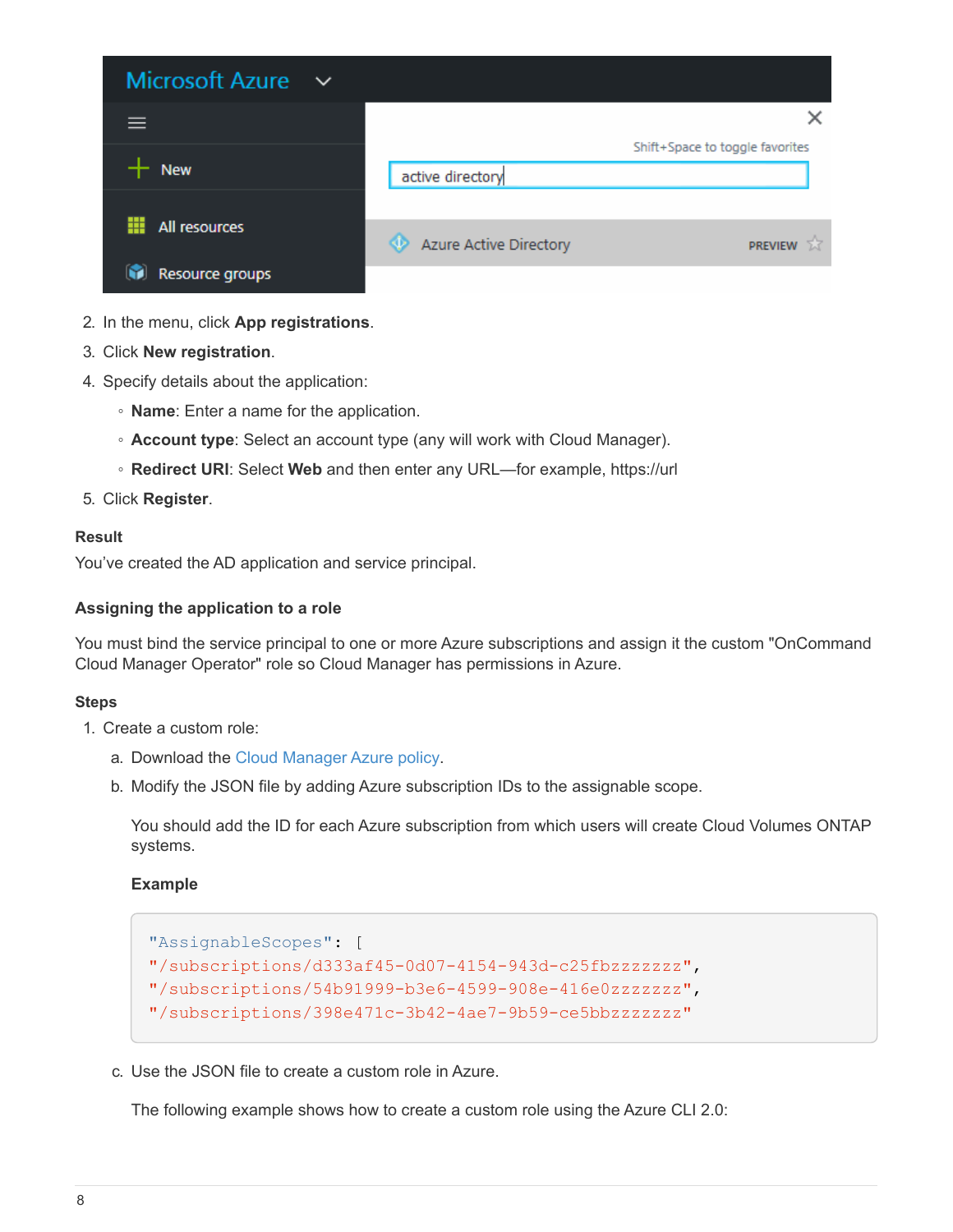2. In the menu, click **App registrations**.
3. Click **New registration**.
4. Specify details about the application:
   - **Name**: Enter a name for the application.
   - **Account type**: Select an account type (any will work with Cloud Manager).
   - **Redirect URI**: Select **Web** and then enter any URL—for example, https://url
5. Click **Register**.

**Result**

You've created the AD application and service principal.

#### Assigning the application to a role

You must bind the service principal to one or more Azure subscriptions and assign it the custom "OnCommand Cloud Manager Operator" role so Cloud Manager has permissions in Azure.

**Steps**

1. Create a custom role:
   a. Download the Cloud Manager Azure policy.
   b. Modify the JSON file by adding Azure subscription IDs to the assignable scope.

      You should add the ID for each Azure subscription from which users will create Cloud Volumes ONTAP systems.

      **Example**

      ```
      "AssignableScopes": [
      "/subscriptions/d333af45-0d07-4154-943d-c25fbzzzzzzz",
      "/subscriptions/54b91999-b3e6-4599-908e-416e0zzzzzzz",
      "/subscriptions/398e471c-3b42-4ae7-9b59-ce5bbzzzzzzz"
      ```

   c. Use the JSON file to create a custom role in Azure.

      The following example shows how to create a custom role using the Azure CLI 2.0: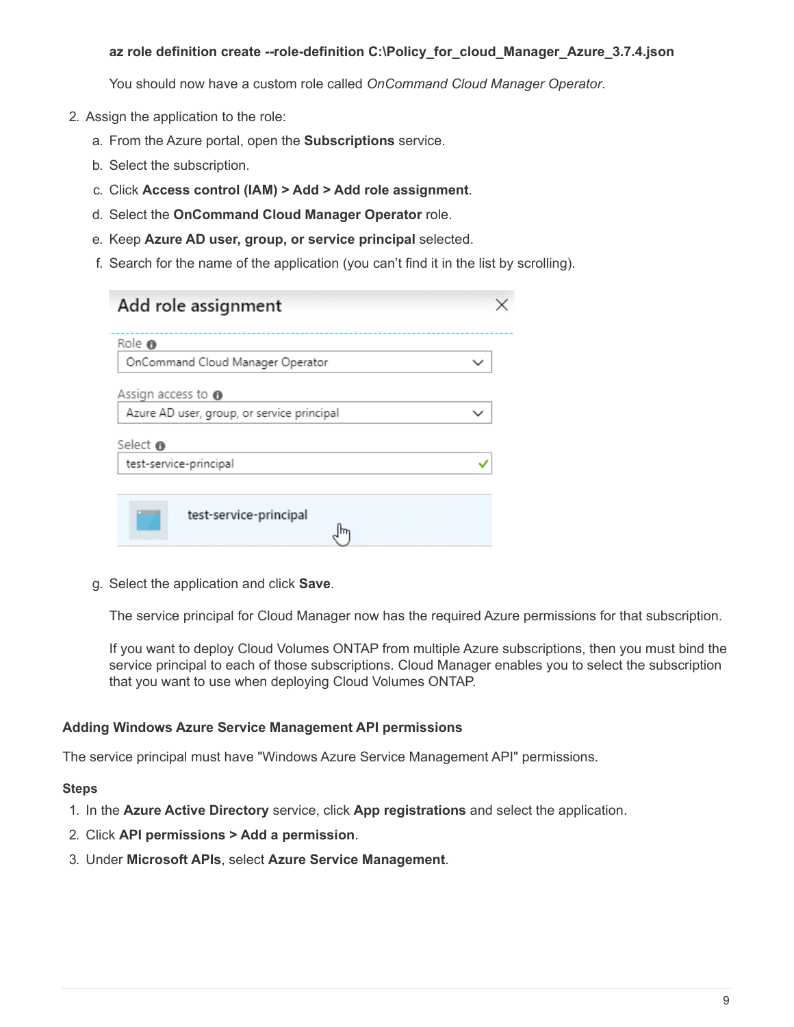**az role definition create --role-definition C:\Policy_for_cloud_Manager_Azure_3.7.4.json**

You should now have a custom role called *OnCommand Cloud Manager Operator*.

2. Assign the application to the role:
   a. From the Azure portal, open the **Subscriptions** service.
   b. Select the subscription.
   c. Click **Access control (IAM) > Add > Add role assignment**.
   d. Select the **OnCommand Cloud Manager Operator** role.
   e. Keep **Azure AD user, group, or service principal** selected.
   f. Search for the name of the application (you can't find it in the list by scrolling).
   g. Select the application and click **Save**.

   The service principal for Cloud Manager now has the required Azure permissions for that subscription.

   If you want to deploy Cloud Volumes ONTAP from multiple Azure subscriptions, then you must bind the service principal to each of those subscriptions. Cloud Manager enables you to select the subscription that you want to use when deploying Cloud Volumes ONTAP.

#### Adding Windows Azure Service Management API permissions

The service principal must have "Windows Azure Service Management API" permissions.

**Steps**

1. In the **Azure Active Directory** service, click **App registrations** and select the application.
2. Click **API permissions > Add a permission**.
3. Under **Microsoft APIs**, select **Azure Service Management**.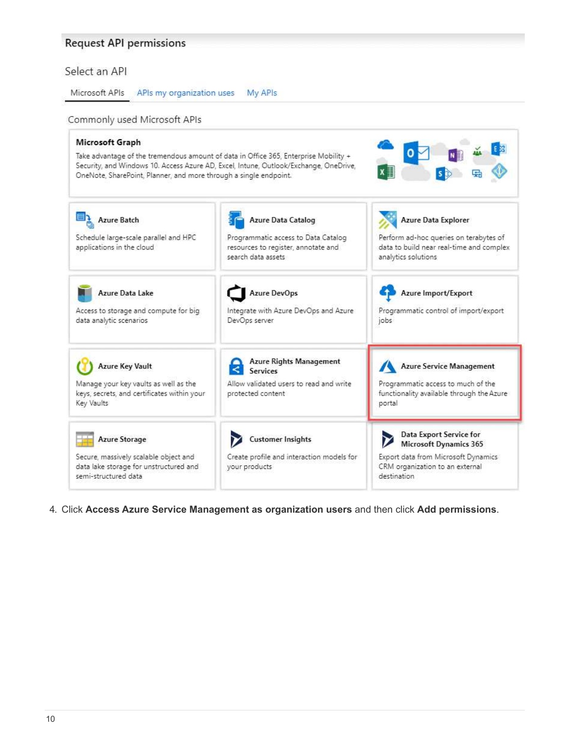4. Click **Access Azure Service Management as organization users** and then click **Add permissions**.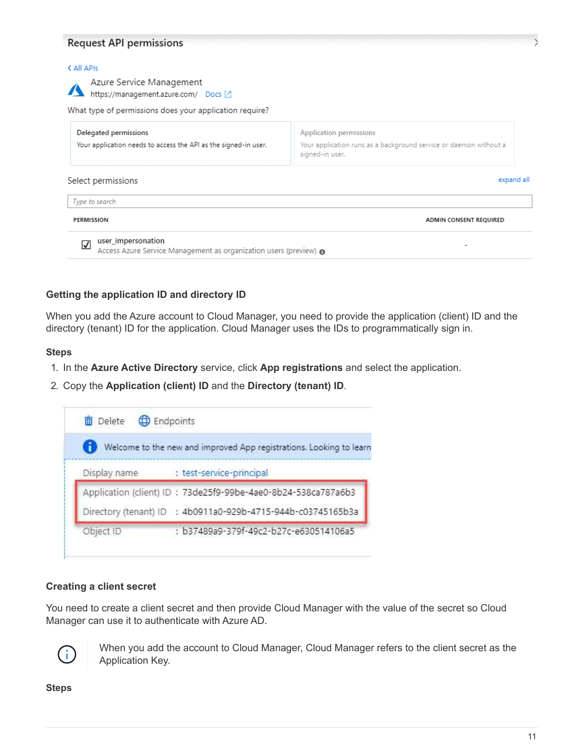#### Getting the application ID and directory ID

When you add the Azure account to Cloud Manager, you need to provide the application (client) ID and the directory (tenant) ID for the application. Cloud Manager uses the IDs to programmatically sign in.

**Steps**

1. In the **Azure Active Directory** service, click **App registrations** and select the application.
2. Copy the **Application (client) ID** and the **Directory (tenant) ID**.

#### Creating a client secret

You need to create a client secret and then provide Cloud Manager with the value of the secret so Cloud Manager can use it to authenticate with Azure AD.

> When you add the account to Cloud Manager, Cloud Manager refers to the client secret as the Application Key.

**Steps**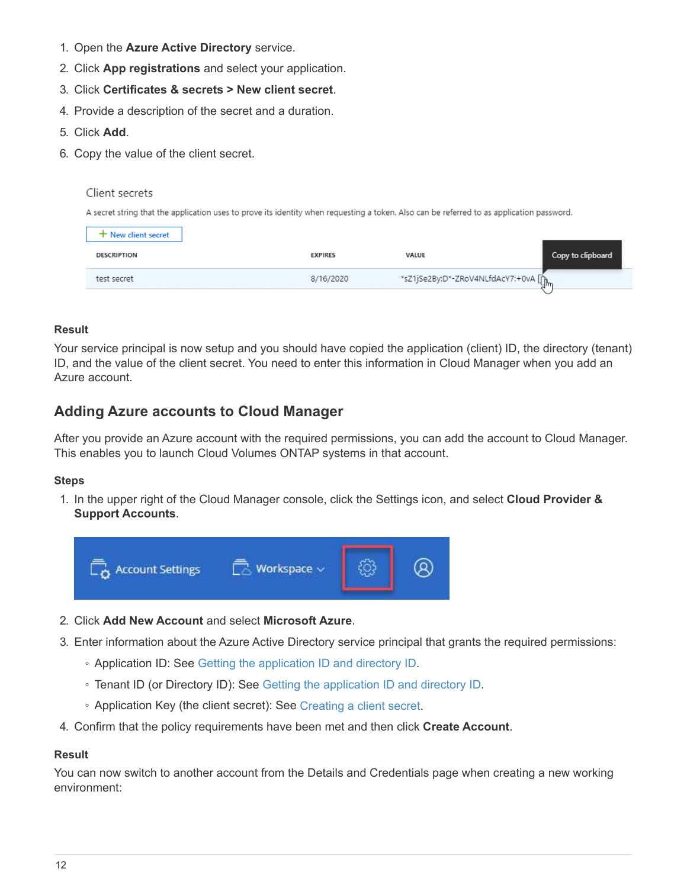1. Open the **Azure Active Directory** service.
2. Click **App registrations** and select your application.
3. Click **Certificates & secrets > New client secret**.
4. Provide a description of the secret and a duration.
5. Click **Add**.
6. Copy the value of the client secret.

#### Result

Your service principal is now setup and you should have copied the application (client) ID, the directory (tenant) ID, and the value of the client secret. You need to enter this information in Cloud Manager when you add an Azure account.

## Adding Azure accounts to Cloud Manager

After you provide an Azure account with the required permissions, you can add the account to Cloud Manager. This enables you to launch Cloud Volumes ONTAP systems in that account.

#### Steps

1. In the upper right of the Cloud Manager console, click the Settings icon, and select **Cloud Provider & Support Accounts**.
2. Click **Add New Account** and select **Microsoft Azure**.
3. Enter information about the Azure Active Directory service principal that grants the required permissions:
   - Application ID: See Getting the application ID and directory ID.
   - Tenant ID (or Directory ID): See Getting the application ID and directory ID.
   - Application Key (the client secret): See Creating a client secret.
4. Confirm that the policy requirements have been met and then click **Create Account**.

#### Result

You can now switch to another account from the Details and Credentials page when creating a new working environment: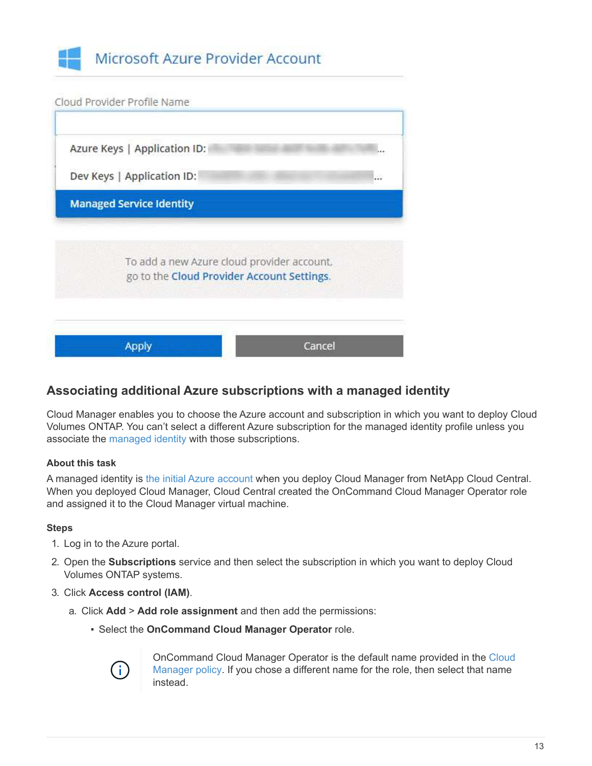## Associating additional Azure subscriptions with a managed identity

Cloud Manager enables you to choose the Azure account and subscription in which you want to deploy Cloud Volumes ONTAP. You can't select a different Azure subscription for the managed identity profile unless you associate the managed identity with those subscriptions.

#### About this task

A managed identity is the initial Azure account when you deploy Cloud Manager from NetApp Cloud Central. When you deployed Cloud Manager, Cloud Central created the OnCommand Cloud Manager Operator role and assigned it to the Cloud Manager virtual machine.

#### Steps

1. Log in to the Azure portal.
2. Open the **Subscriptions** service and then select the subscription in which you want to deploy Cloud Volumes ONTAP systems.
3. Click **Access control (IAM)**.
   a. Click **Add** > **Add role assignment** and then add the permissions:
      - Select the **OnCommand Cloud Manager Operator** role.

> OnCommand Cloud Manager Operator is the default name provided in the Cloud Manager policy. If you chose a different name for the role, then select that name instead.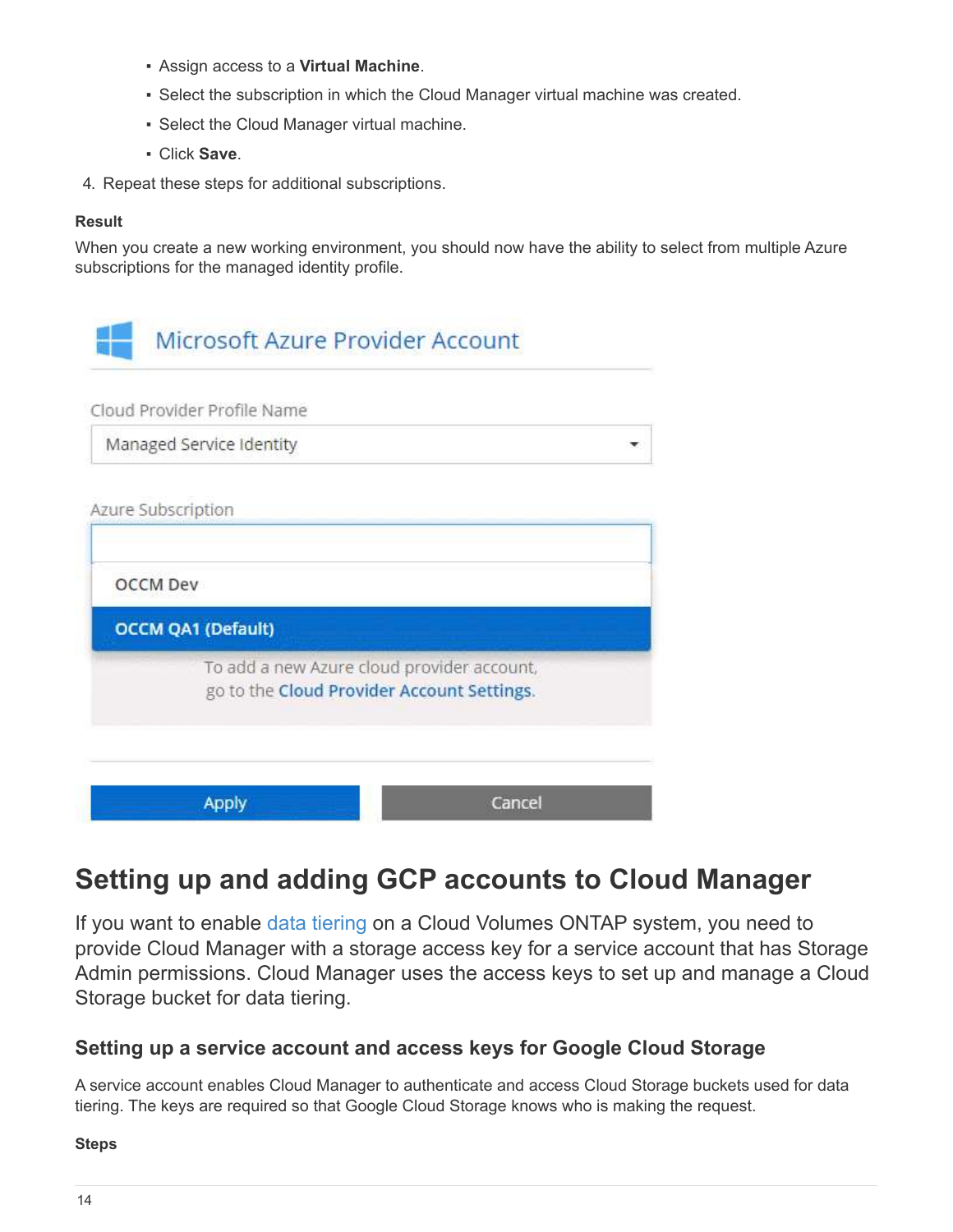- Assign access to a **Virtual Machine**.
- Select the subscription in which the Cloud Manager virtual machine was created.
- Select the Cloud Manager virtual machine.
- Click **Save**.

4. Repeat these steps for additional subscriptions.

**Result**

When you create a new working environment, you should now have the ability to select from multiple Azure subscriptions for the managed identity profile.

## Setting up and adding GCP accounts to Cloud Manager

If you want to enable data tiering on a Cloud Volumes ONTAP system, you need to provide Cloud Manager with a storage access key for a service account that has Storage Admin permissions. Cloud Manager uses the access keys to set up and manage a Cloud Storage bucket for data tiering.

### Setting up a service account and access keys for Google Cloud Storage

A service account enables Cloud Manager to authenticate and access Cloud Storage buckets used for data tiering. The keys are required so that Google Cloud Storage knows who is making the request.

**Steps**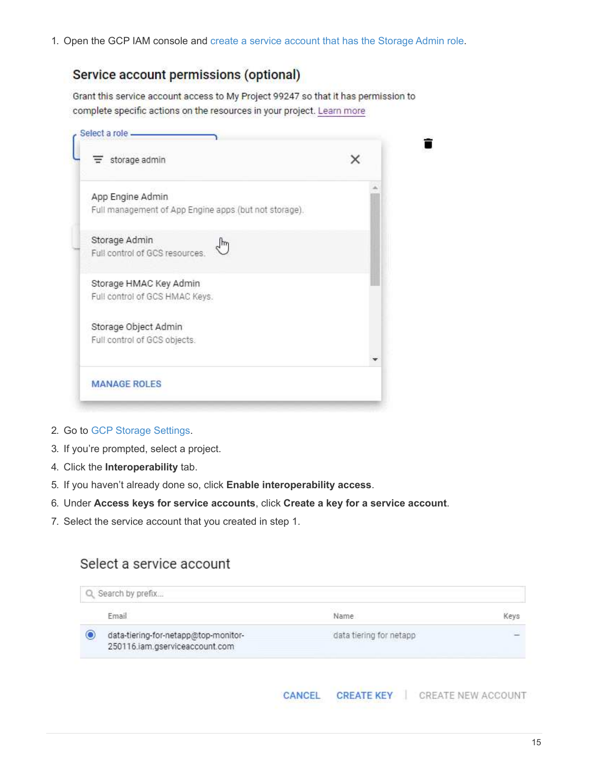1. Open the GCP IAM console and create a service account that has the Storage Admin role.

2. Go to GCP Storage Settings.
3. If you're prompted, select a project.
4. Click the **Interoperability** tab.
5. If you haven't already done so, click **Enable interoperability access**.
6. Under **Access keys for service accounts**, click **Create a key for a service account**.
7. Select the service account that you created in step 1.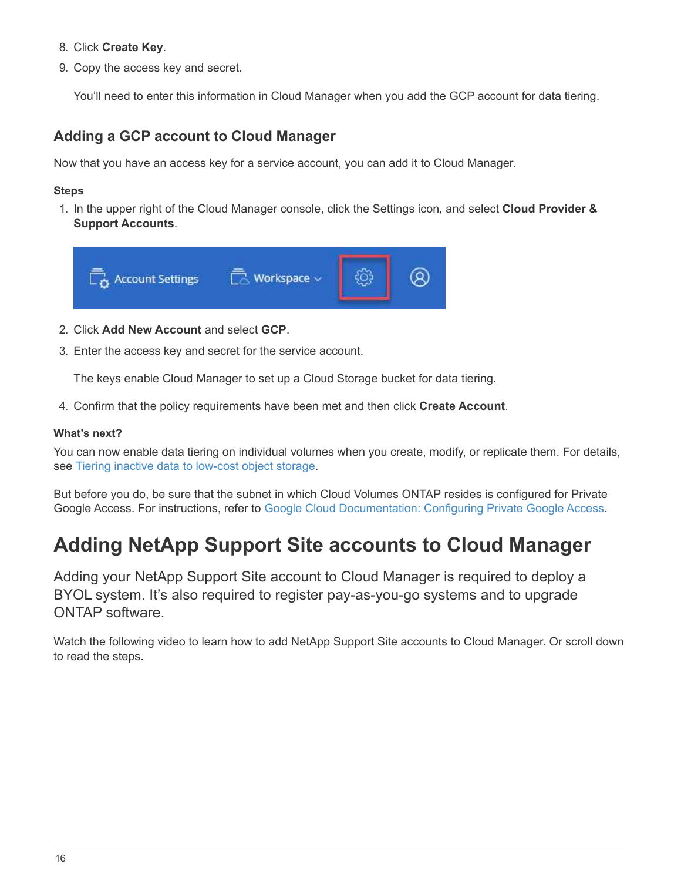8. Click **Create Key**.
9. Copy the access key and secret.

   You'll need to enter this information in Cloud Manager when you add the GCP account for data tiering.

### Adding a GCP account to Cloud Manager

Now that you have an access key for a service account, you can add it to Cloud Manager.

**Steps**

1. In the upper right of the Cloud Manager console, click the Settings icon, and select **Cloud Provider & Support Accounts**.
2. Click **Add New Account** and select **GCP**.
3. Enter the access key and secret for the service account.

   The keys enable Cloud Manager to set up a Cloud Storage bucket for data tiering.

4. Confirm that the policy requirements have been met and then click **Create Account**.

**What's next?**

You can now enable data tiering on individual volumes when you create, modify, or replicate them. For details, see Tiering inactive data to low-cost object storage.

But before you do, be sure that the subnet in which Cloud Volumes ONTAP resides is configured for Private Google Access. For instructions, refer to Google Cloud Documentation: Configuring Private Google Access.

## Adding NetApp Support Site accounts to Cloud Manager

Adding your NetApp Support Site account to Cloud Manager is required to deploy a BYOL system. It's also required to register pay-as-you-go systems and to upgrade ONTAP software.

Watch the following video to learn how to add NetApp Support Site accounts to Cloud Manager. Or scroll down to read the steps.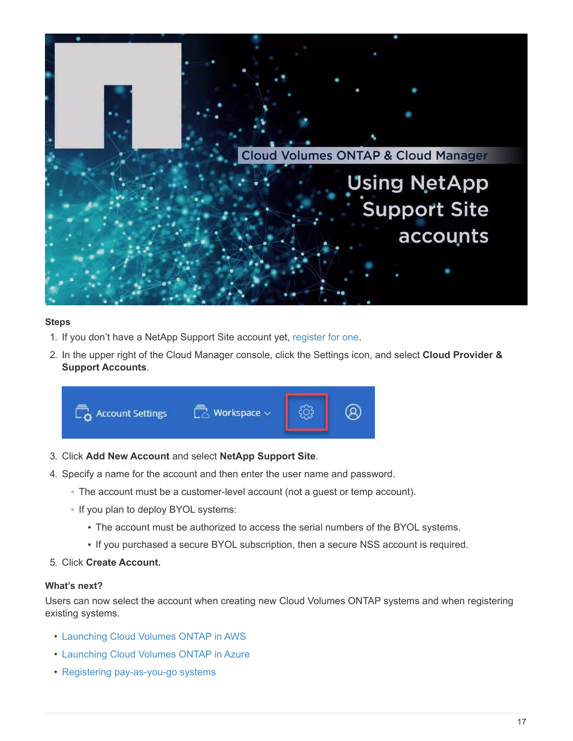**Steps**

1. If you don't have a NetApp Support Site account yet, register for one.
2. In the upper right of the Cloud Manager console, click the Settings icon, and select **Cloud Provider & Support Accounts**.
3. Click **Add New Account** and select **NetApp Support Site**.
4. Specify a name for the account and then enter the user name and password.
   - The account must be a customer-level account (not a guest or temp account).
   - If you plan to deploy BYOL systems:
     - The account must be authorized to access the serial numbers of the BYOL systems.
     - If you purchased a secure BYOL subscription, then a secure NSS account is required.
5. Click **Create Account.**

**What's next?**

Users can now select the account when creating new Cloud Volumes ONTAP systems and when registering existing systems.

- Launching Cloud Volumes ONTAP in AWS
- Launching Cloud Volumes ONTAP in Azure
- Registering pay-as-you-go systems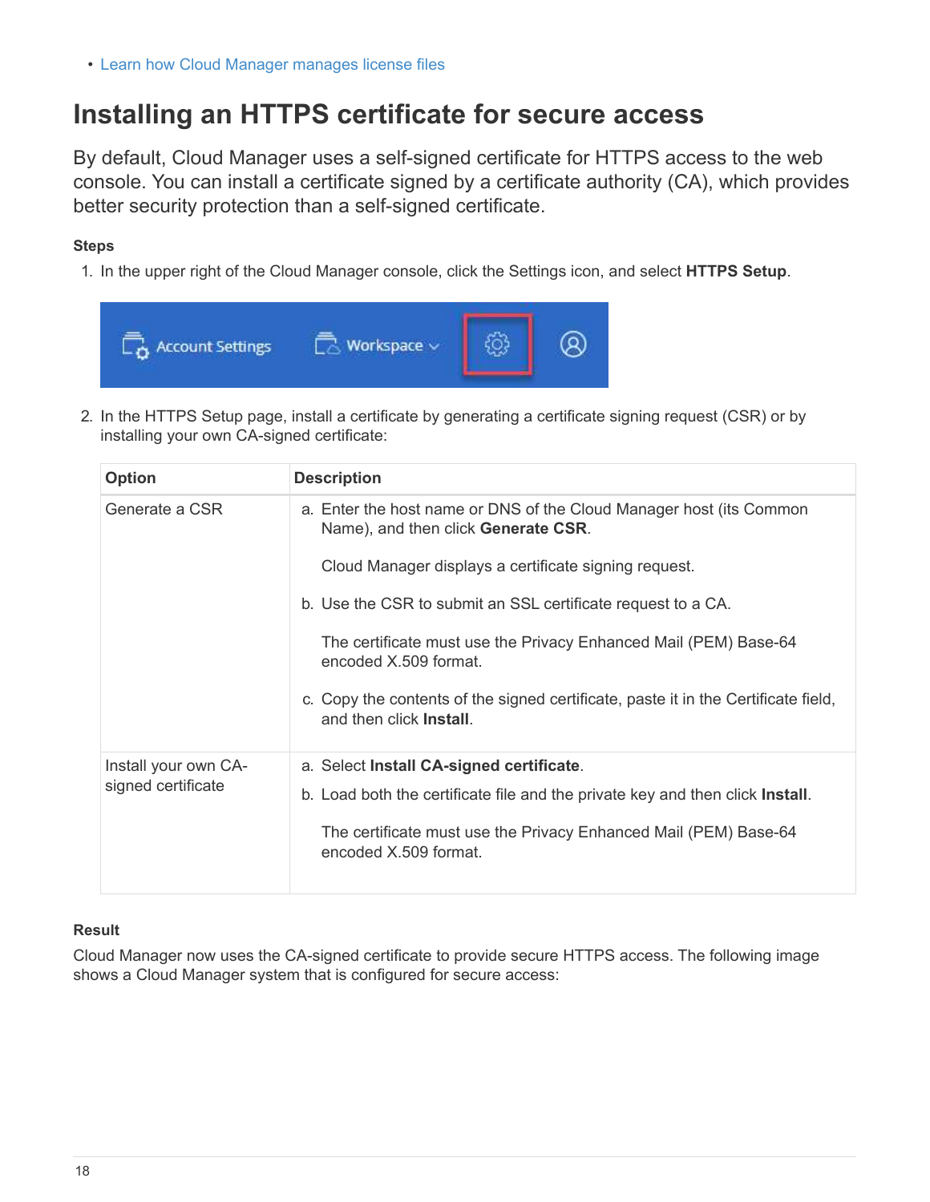- Learn how Cloud Manager manages license files

## Installing an HTTPS certificate for secure access

By default, Cloud Manager uses a self-signed certificate for HTTPS access to the web console. You can install a certificate signed by a certificate authority (CA), which provides better security protection than a self-signed certificate.

#### Steps

1. In the upper right of the Cloud Manager console, click the Settings icon, and select **HTTPS Setup**.

2. In the HTTPS Setup page, install a certificate by generating a certificate signing request (CSR) or by installing your own CA-signed certificate:

| Option | Description |
| --- | --- |
| Generate a CSR | a. Enter the host name or DNS of the Cloud Manager host (its Common Name), and then click **Generate CSR**.<br><br>Cloud Manager displays a certificate signing request.<br><br>b. Use the CSR to submit an SSL certificate request to a CA.<br><br>The certificate must use the Privacy Enhanced Mail (PEM) Base-64 encoded X.509 format.<br><br>c. Copy the contents of the signed certificate, paste it in the Certificate field, and then click **Install**. |
| Install your own CA-signed certificate | a. Select **Install CA-signed certificate**.<br><br>b. Load both the certificate file and the private key and then click **Install**.<br><br>The certificate must use the Privacy Enhanced Mail (PEM) Base-64 encoded X.509 format. |

#### Result

Cloud Manager now uses the CA-signed certificate to provide secure HTTPS access. The following image shows a Cloud Manager system that is configured for secure access: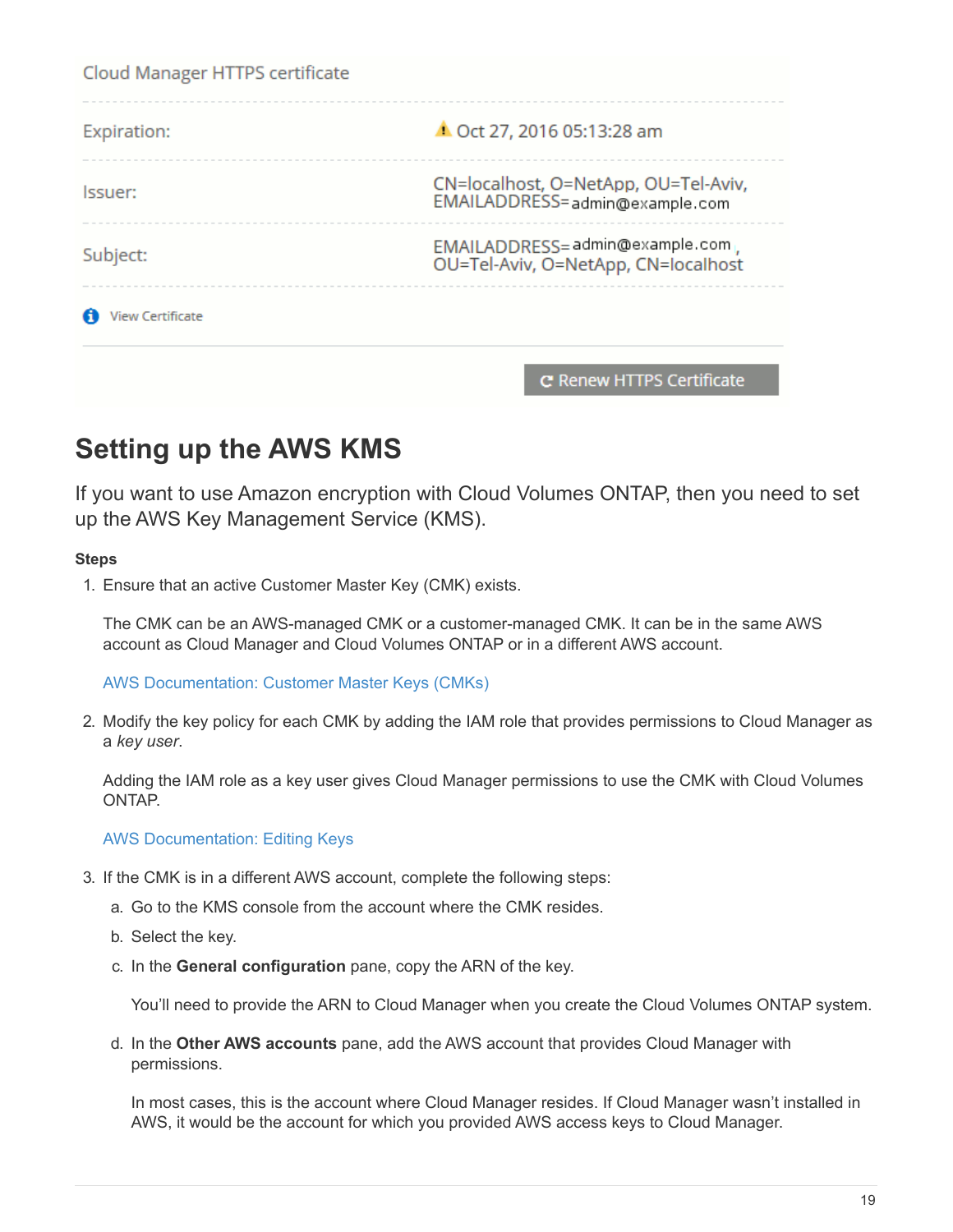Cloud Manager HTTPS certificate

| Expiration: | ⚠ Oct 27, 2016 05:13:28 am |
| --- | --- |
| Issuer: | CN=localhost, O=NetApp, OU=Tel-Aviv, EMAILADDRESS=admin@example.com |
| Subject: | EMAILADDRESS=admin@example.com, OU=Tel-Aviv, O=NetApp, CN=localhost |

View Certificate

Renew HTTPS Certificate

## Setting up the AWS KMS

If you want to use Amazon encryption with Cloud Volumes ONTAP, then you need to set up the AWS Key Management Service (KMS).

**Steps**

1. Ensure that an active Customer Master Key (CMK) exists.

   The CMK can be an AWS-managed CMK or a customer-managed CMK. It can be in the same AWS account as Cloud Manager and Cloud Volumes ONTAP or in a different AWS account.

   AWS Documentation: Customer Master Keys (CMKs)

2. Modify the key policy for each CMK by adding the IAM role that provides permissions to Cloud Manager as a *key user*.

   Adding the IAM role as a key user gives Cloud Manager permissions to use the CMK with Cloud Volumes ONTAP.

   AWS Documentation: Editing Keys

3. If the CMK is in a different AWS account, complete the following steps:

   a. Go to the KMS console from the account where the CMK resides.

   b. Select the key.

   c. In the **General configuration** pane, copy the ARN of the key.

      You'll need to provide the ARN to Cloud Manager when you create the Cloud Volumes ONTAP system.

   d. In the **Other AWS accounts** pane, add the AWS account that provides Cloud Manager with permissions.

      In most cases, this is the account where Cloud Manager resides. If Cloud Manager wasn't installed in AWS, it would be the account for which you provided AWS access keys to Cloud Manager.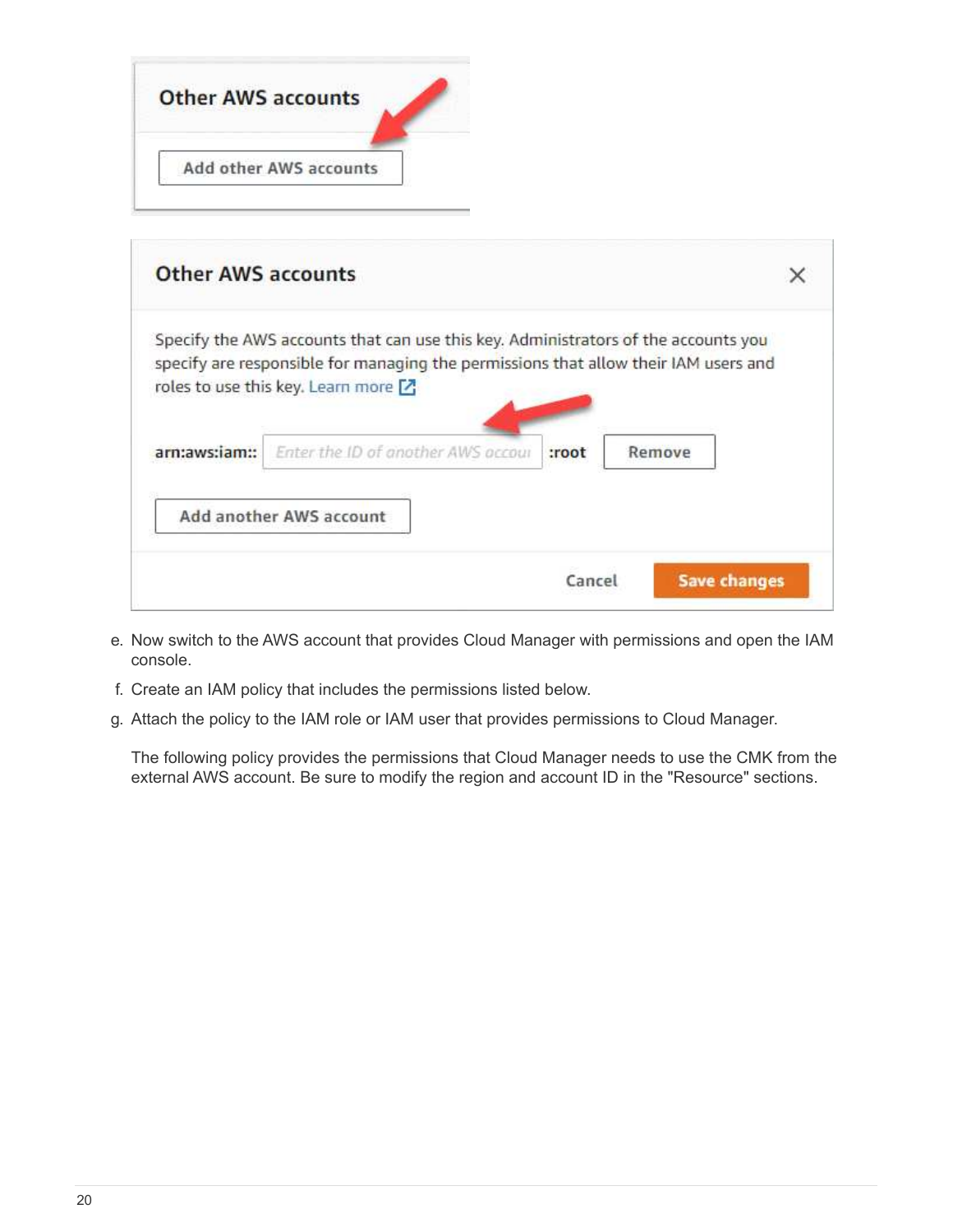e. Now switch to the AWS account that provides Cloud Manager with permissions and open the IAM console.

f. Create an IAM policy that includes the permissions listed below.

g. Attach the policy to the IAM role or IAM user that provides permissions to Cloud Manager.

   The following policy provides the permissions that Cloud Manager needs to use the CMK from the external AWS account. Be sure to modify the region and account ID in the "Resource" sections.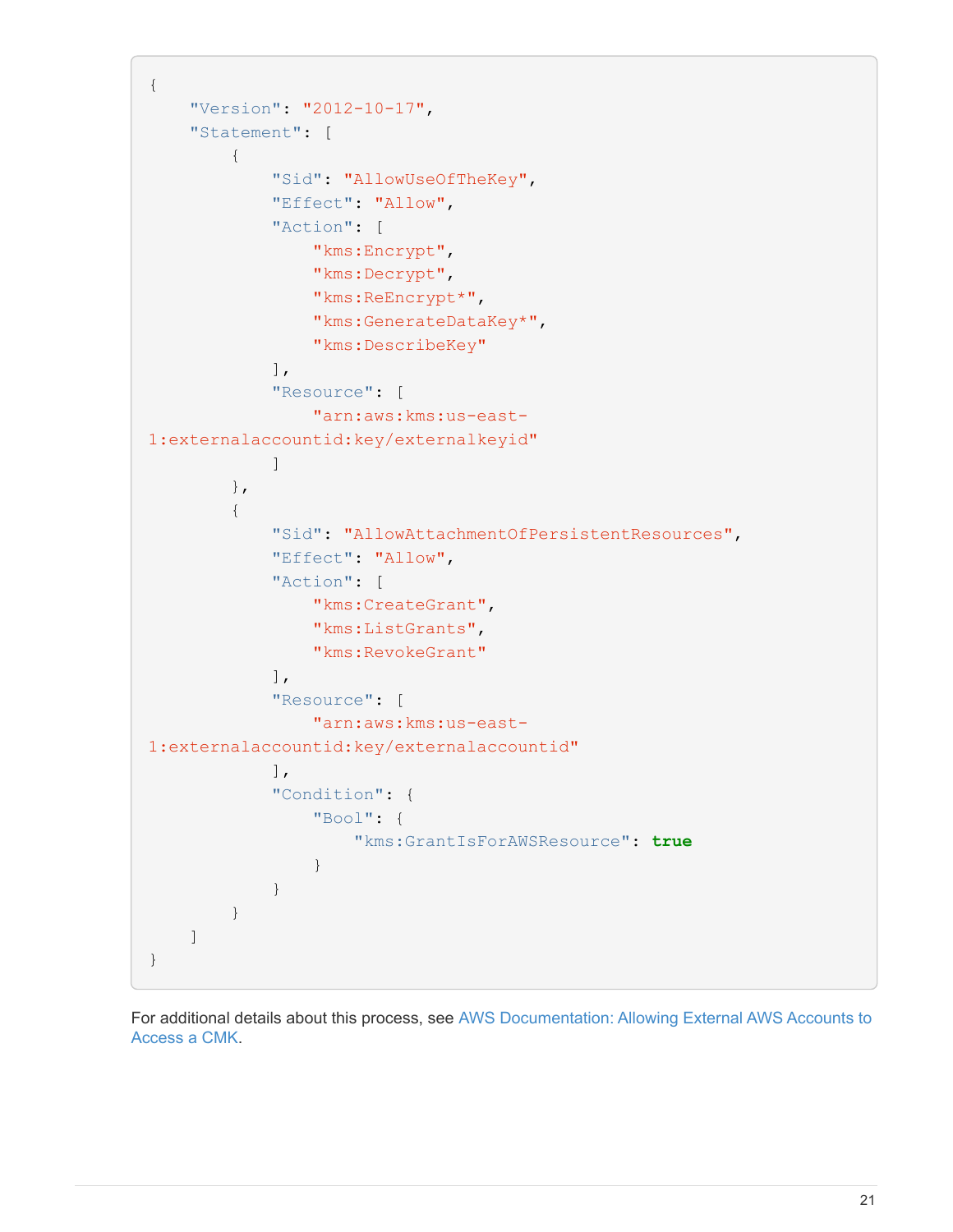```
{
    "Version": "2012-10-17",
    "Statement": [
        {
            "Sid": "AllowUseOfTheKey",
            "Effect": "Allow",
            "Action": [
                "kms:Encrypt",
                "kms:Decrypt",
                "kms:ReEncrypt*",
                "kms:GenerateDataKey*",
                "kms:DescribeKey"
            ],
            "Resource": [
                "arn:aws:kms:us-east-
1:externalaccountid:key/externalkeyid"
            ]
        },
        {
            "Sid": "AllowAttachmentOfPersistentResources",
            "Effect": "Allow",
            "Action": [
                "kms:CreateGrant",
                "kms:ListGrants",
                "kms:RevokeGrant"
            ],
            "Resource": [
                "arn:aws:kms:us-east-
1:externalaccountid:key/externalaccountid"
            ],
            "Condition": {
                "Bool": {
                    "kms:GrantIsForAWSResource": true
                }
            }
        }
    ]
}
```

For additional details about this process, see AWS Documentation: Allowing External AWS Accounts to Access a CMK.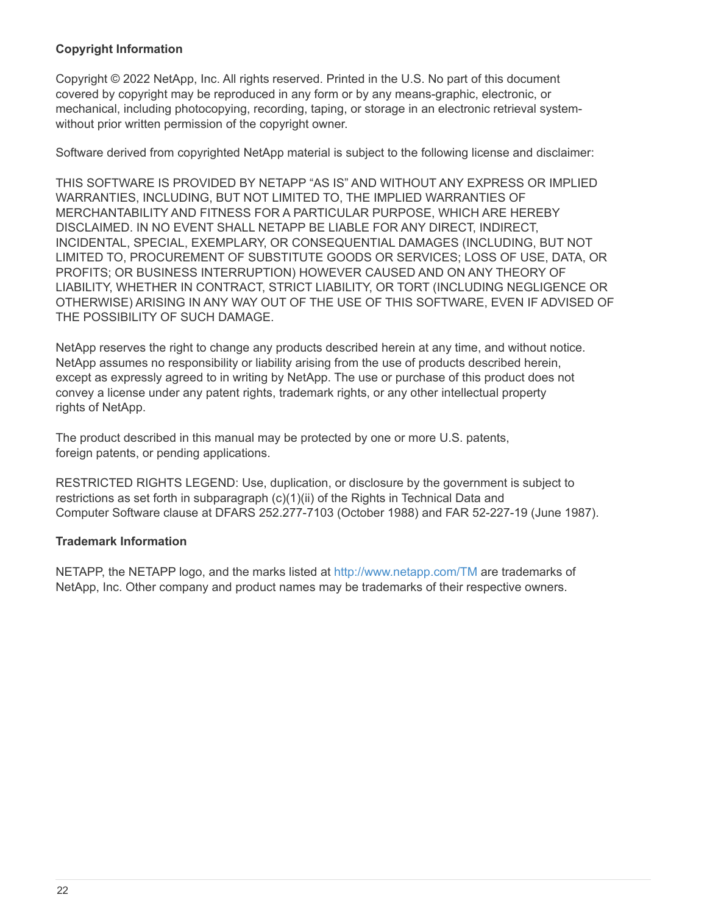**Copyright Information**

Copyright © 2022 NetApp, Inc. All rights reserved. Printed in the U.S. No part of this document covered by copyright may be reproduced in any form or by any means-graphic, electronic, or mechanical, including photocopying, recording, taping, or storage in an electronic retrieval system-without prior written permission of the copyright owner.

Software derived from copyrighted NetApp material is subject to the following license and disclaimer:

THIS SOFTWARE IS PROVIDED BY NETAPP "AS IS" AND WITHOUT ANY EXPRESS OR IMPLIED WARRANTIES, INCLUDING, BUT NOT LIMITED TO, THE IMPLIED WARRANTIES OF MERCHANTABILITY AND FITNESS FOR A PARTICULAR PURPOSE, WHICH ARE HEREBY DISCLAIMED. IN NO EVENT SHALL NETAPP BE LIABLE FOR ANY DIRECT, INDIRECT, INCIDENTAL, SPECIAL, EXEMPLARY, OR CONSEQUENTIAL DAMAGES (INCLUDING, BUT NOT LIMITED TO, PROCUREMENT OF SUBSTITUTE GOODS OR SERVICES; LOSS OF USE, DATA, OR PROFITS; OR BUSINESS INTERRUPTION) HOWEVER CAUSED AND ON ANY THEORY OF LIABILITY, WHETHER IN CONTRACT, STRICT LIABILITY, OR TORT (INCLUDING NEGLIGENCE OR OTHERWISE) ARISING IN ANY WAY OUT OF THE USE OF THIS SOFTWARE, EVEN IF ADVISED OF THE POSSIBILITY OF SUCH DAMAGE.

NetApp reserves the right to change any products described herein at any time, and without notice. NetApp assumes no responsibility or liability arising from the use of products described herein, except as expressly agreed to in writing by NetApp. The use or purchase of this product does not convey a license under any patent rights, trademark rights, or any other intellectual property rights of NetApp.

The product described in this manual may be protected by one or more U.S. patents, foreign patents, or pending applications.

RESTRICTED RIGHTS LEGEND: Use, duplication, or disclosure by the government is subject to restrictions as set forth in subparagraph (c)(1)(ii) of the Rights in Technical Data and Computer Software clause at DFARS 252.277-7103 (October 1988) and FAR 52-227-19 (June 1987).

**Trademark Information**

NETAPP, the NETAPP logo, and the marks listed at http://www.netapp.com/TM are trademarks of NetApp, Inc. Other company and product names may be trademarks of their respective owners.